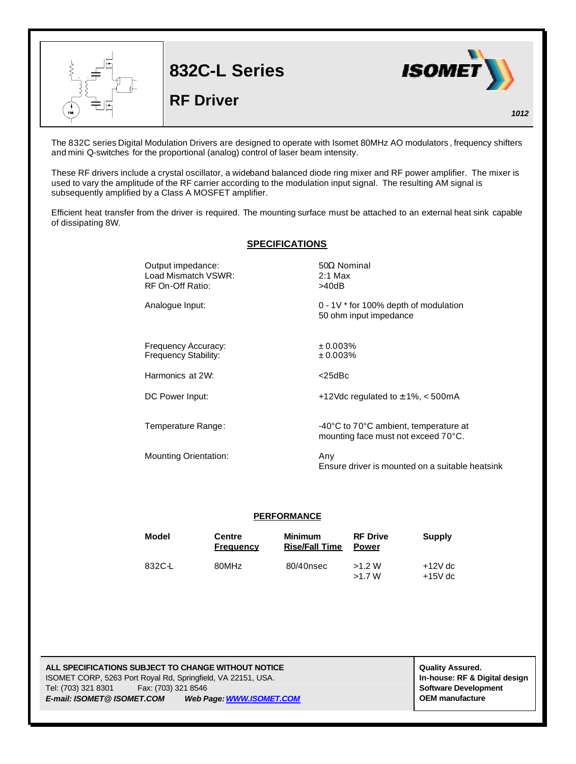# 832C-L Series

## RF Driver

*1012*

The 832C series Digital Modulation Drivers are designed to operate with Isomet 80MHz AO modulators, frequency shifters and mini Q-switches for the proportional (analog) control of laser beam intensity.

These RF drivers include a crystal oscillator, a wideband balanced diode ring mixer and RF power amplifier. The mixer is used to vary the amplitude of the RF carrier according to the modulation input signal. The resulting AM signal is subsequently amplified by a Class A MOSFET amplifier.

Efficient heat transfer from the driver is required. The mounting surface must be attached to an external heat sink capable of dissipating 8W.

## SPECIFICATIONS

| | |
|---|---|
| Output impedance: | 50Ω Nominal |
| Load Mismatch VSWR: | 2:1 Max |
| RF On-Off Ratio: | >40dB |
| Analogue Input: | 0 - 1V * for 100% depth of modulation<br>50 ohm input impedance |
| Frequency Accuracy: | ± 0.003% |
| Frequency Stability: | ± 0.003% |
| Harmonics at 2W: | <25dBc |
| DC Power Input: | +12Vdc regulated to ±1%, < 500mA |
| Temperature Range: | -40°C to 70°C ambient, temperature at mounting face must not exceed 70°C. |
| Mounting Orientation: | Any<br>Ensure driver is mounted on a suitable heatsink |

## PERFORMANCE

| Model | Centre Frequency | Minimum Rise/Fall Time | RF Drive Power | Supply |
|---|---|---|---|---|
| 832C-L | 80MHz | 80/40nsec | >1.2 W<br>>1.7 W | +12V dc<br>+15V dc |

**ALL SPECIFICATIONS SUBJECT TO CHANGE WITHOUT NOTICE**
ISOMET CORP, 5263 Port Royal Rd, Springfield, VA 22151, USA.
Tel: (703) 321 8301 Fax: (703) 321 8546
***E-mail: ISOMET@ ISOMET.COM Web Page: WWW.ISOMET.COM***

**Quality Assured.**
**In-house: RF & Digital design**
**Software Development**
**OEM manufacture**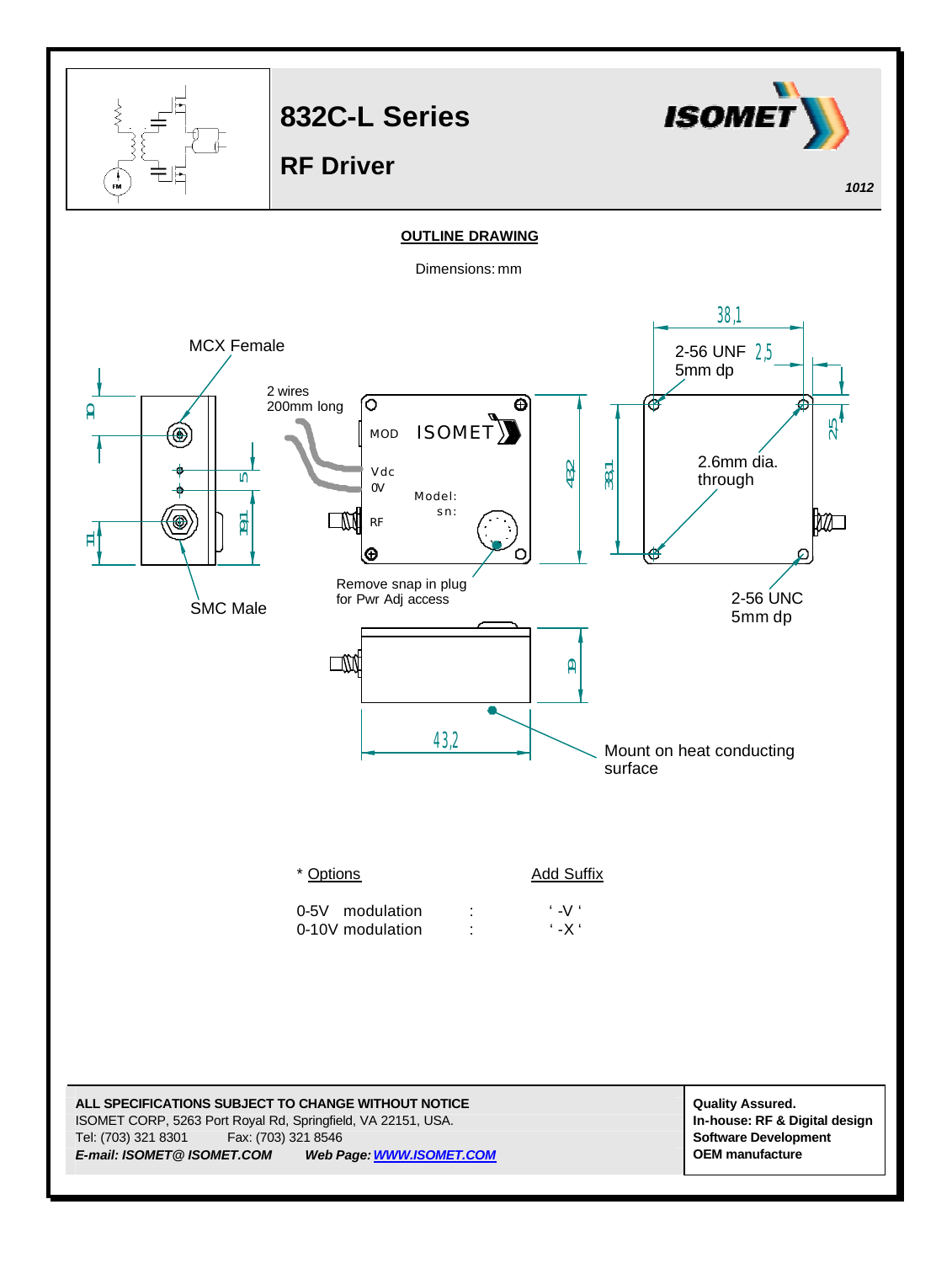# 832C-L Series

## RF Driver

1012

**OUTLINE DRAWING**

Dimensions: mm

MCX Female

2 wires
200mm long

MOD
ISOMET
Vdc
0V
Model:
sn:
RF

38,1
2-56 UNF
5mm dp
2,5
2.6mm dia.
through
2-56 UNC
5mm dp

10
5
19,1
11
43,2
38,1
25

SMC Male

Remove snap in plug
for Pwr Adj access

19
43,2

Mount on heat conducting surface

| * Options | | Add Suffix |
|---|---|---|
| 0-5V modulation | : | ' -V ' |
| 0-10V modulation | : | ' -X ' |

**ALL SPECIFICATIONS SUBJECT TO CHANGE WITHOUT NOTICE**
ISOMET CORP, 5263 Port Royal Rd, Springfield, VA 22151, USA.
Tel: (703) 321 8301 Fax: (703) 321 8546
***E-mail: ISOMET@ ISOMET.COM*** ***Web Page: WWW.ISOMET.COM***

**Quality Assured.**
**In-house: RF & Digital design**
**Software Development**
**OEM manufacture**